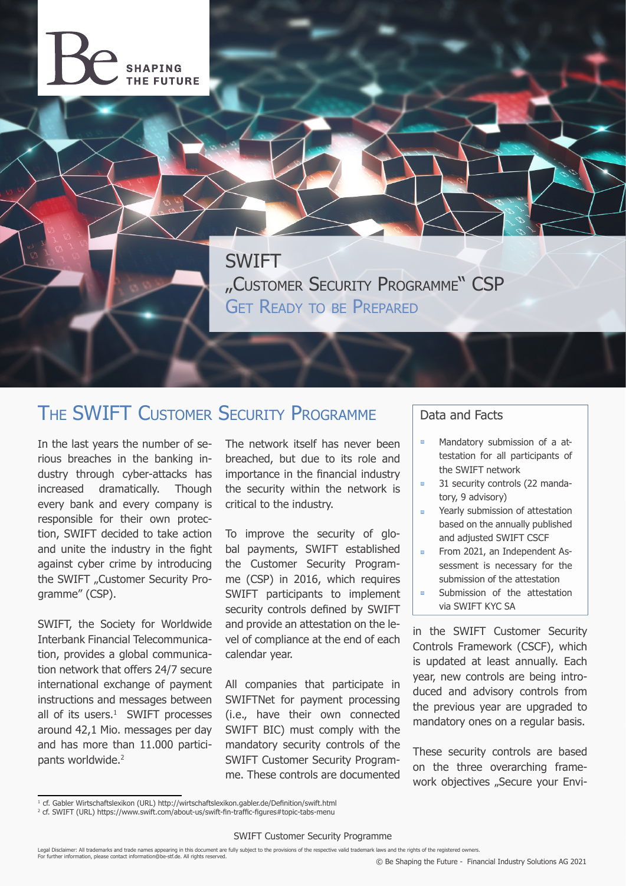# SWIFT „Customer Security Programme" CSP

## Get Ready to be Prepared

## The SWIFT Customer Security Programme

In the last years the number of serious breaches in the banking industry through cyber-attacks has increased dramatically. Though every bank and every company is responsible for their own protection, SWIFT decided to take action and unite the industry in the fight against cyber crime by introducing the SWIFT „Customer Security Programme" (CSP).

SWIFT, the Society for Worldwide Interbank Financial Telecommunication, provides a global communication network that offers 24/7 secure international exchange of payment instructions and messages between all of its users.[1] SWIFT processes around 42,1 Mio. messages per day and has more than 11.000 participants worldwide.[2]

The network itself has never been breached, but due to its role and importance in the financial industry the security within the network is critical to the industry.

To improve the security of global payments, SWIFT established the Customer Security Programme (CSP) in 2016, which requires SWIFT participants to implement security controls defined by SWIFT and provide an attestation on the level of compliance at the end of each calendar year.

All companies that participate in SWIFTNet for payment processing (i.e., have their own connected SWIFT BIC) must comply with the mandatory security controls of the SWIFT Customer Security Programme. These controls are documented in the SWIFT Customer Security Controls Framework (CSCF), which is updated at least annually. Each year, new controls are being introduced and advisory controls from the previous year are upgraded to mandatory ones on a regular basis.

These security controls are based on the three overarching framework objectives „Secure your Envi-

### Data and Facts

- Mandatory submission of a attestation for all participants of the SWIFT network
- 31 security controls (22 mandatory, 9 advisory)
- Yearly submission of attestation based on the annually published and adjusted SWIFT CSCF
- From 2021, an Independent Assessment is necessary for the submission of the attestation
- Submission of the attestation via SWIFT KYC SA

---

[1] cf. Gabler Wirtschaftslexikon (URL) http://wirtschaftslexikon.gabler.de/Definition/swift.html

[2] cf. SWIFT (URL) https://www.swift.com/about-us/swift-fin-traffic-figures#topic-tabs-menu

Legal Disclaimer: All trademarks and trade names appearing in this document are fully subject to the provisions of the respective valid trademark laws and the rights of the registered owners. For further information, please contact information@be-stf.de. All rights reserved.

© Be Shaping the Future - Financial Industry Solutions AG 2021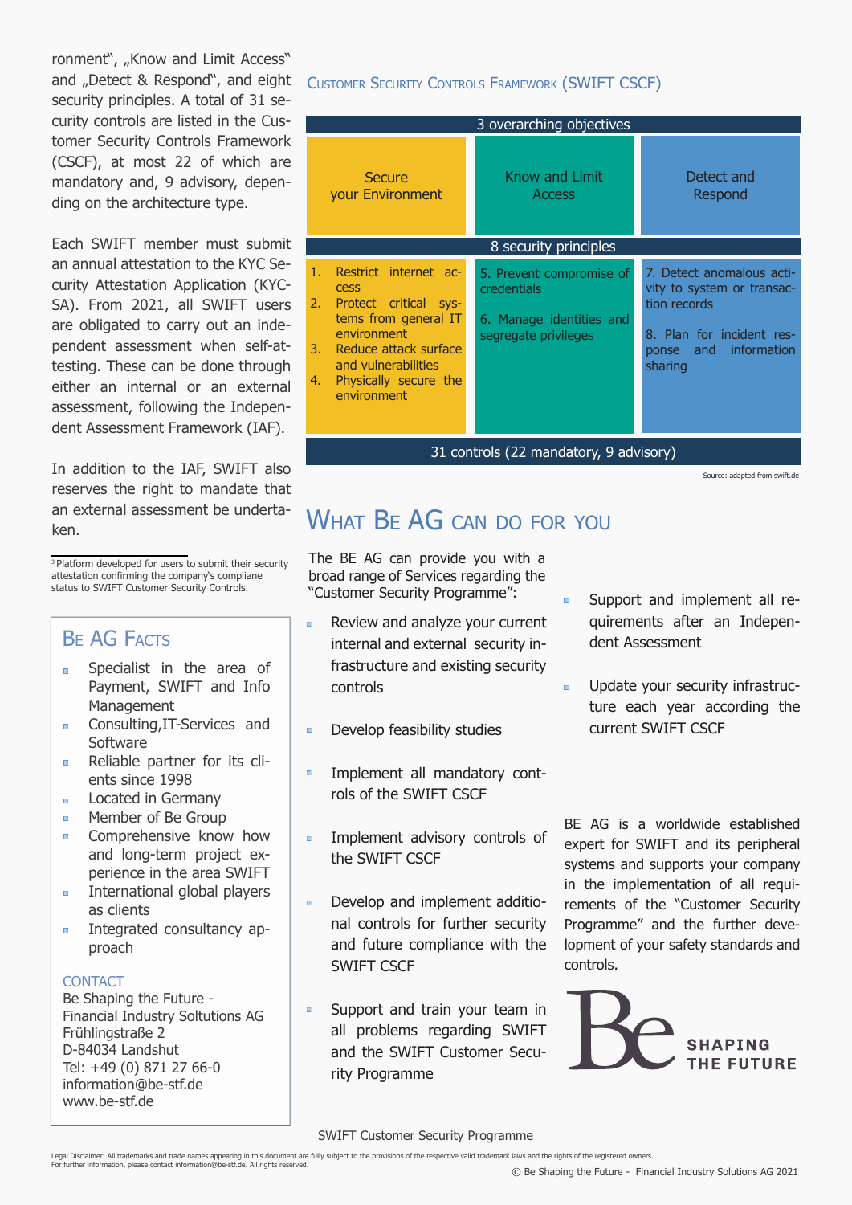ronment", „Know and Limit Access" and „Detect & Respond", and eight security principles. A total of 31 security controls are listed in the Customer Security Controls Framework (CSCF), at most 22 of which are mandatory and, 9 advisory, depending on the architecture type.

Each SWIFT member must submit an annual attestation to the KYC Security Attestation Application (KYC-SA). From 2021, all SWIFT users are obligated to carry out an independent assessment when self-attesting. These can be done through either an internal or an external assessment, following the Independent Assessment Framework (IAF).

In addition to the IAF, SWIFT also reserves the right to mandate that an external assessment be undertaken.

[3] Platform developed for users to submit their security attestation confirming the company's compliane status to SWIFT Customer Security Controls.

## Customer Security Controls Framework (SWIFT CSCF)

| 3 overarching objectives | | |
|---|---|---|
| Secure your Environment | Know and Limit Access | Detect and Respond |
| **8 security principles** | | |
| 1. Restrict internet access<br>2. Protect critical systems from general IT environment<br>3. Reduce attack surface and vulnerabilities<br>4. Physically secure the environment | 5. Prevent compromise of credentials<br><br>6. Manage identities and segregate privileges | 7. Detect anomalous activity to system or transaction records<br><br>8. Plan for incident response and information sharing |
| **31 controls (22 mandatory, 9 advisory)** | | |

Source: adapted from swift.de

## What Be AG can do for you

The BE AG can provide you with a broad range of Services regarding the "Customer Security Programme":

- Review and analyze your current internal and external security infrastructure and existing security controls
- Develop feasibility studies
- Implement all mandatory controls of the SWIFT CSCF
- Implement advisory controls of the SWIFT CSCF
- Develop and implement additional controls for further security and future compliance with the SWIFT CSCF
- Support and train your team in all problems regarding SWIFT and the SWIFT Customer Security Programme
- Support and implement all requirements after an Independent Assessment
- Update your security infrastructure each year according the current SWIFT CSCF

BE AG is a worldwide established expert for SWIFT and its peripheral systems and supports your company in the implementation of all requirements of the "Customer Security Programme" and the further development of your safety standards and controls.

Be SHAPING THE FUTURE

## Be AG Facts

- Specialist in the area of Payment, SWIFT and Info Management
- Consulting,IT-Services and Software
- Reliable partner for its clients since 1998
- Located in Germany
- Member of Be Group
- Comprehensive know how and long-term project experience in the area SWIFT
- International global players as clients
- Integrated consultancy approach

### Contact

Be Shaping the Future -
Financial Industry Soltutions AG
Frühlingstraße 2
D-84034 Landshut
Tel: +49 (0) 871 27 66-0
information@be-stf.de
www.be-stf.de

Legal Disclaimer: All trademarks and trade names appearing in this document are fully subject to the provisions of the respective valid trademark laws and the rights of the registered owners. For further information, please contact information@be-stf.de. All rights reserved.

© Be Shaping the Future - Financial Industry Solutions AG 2021